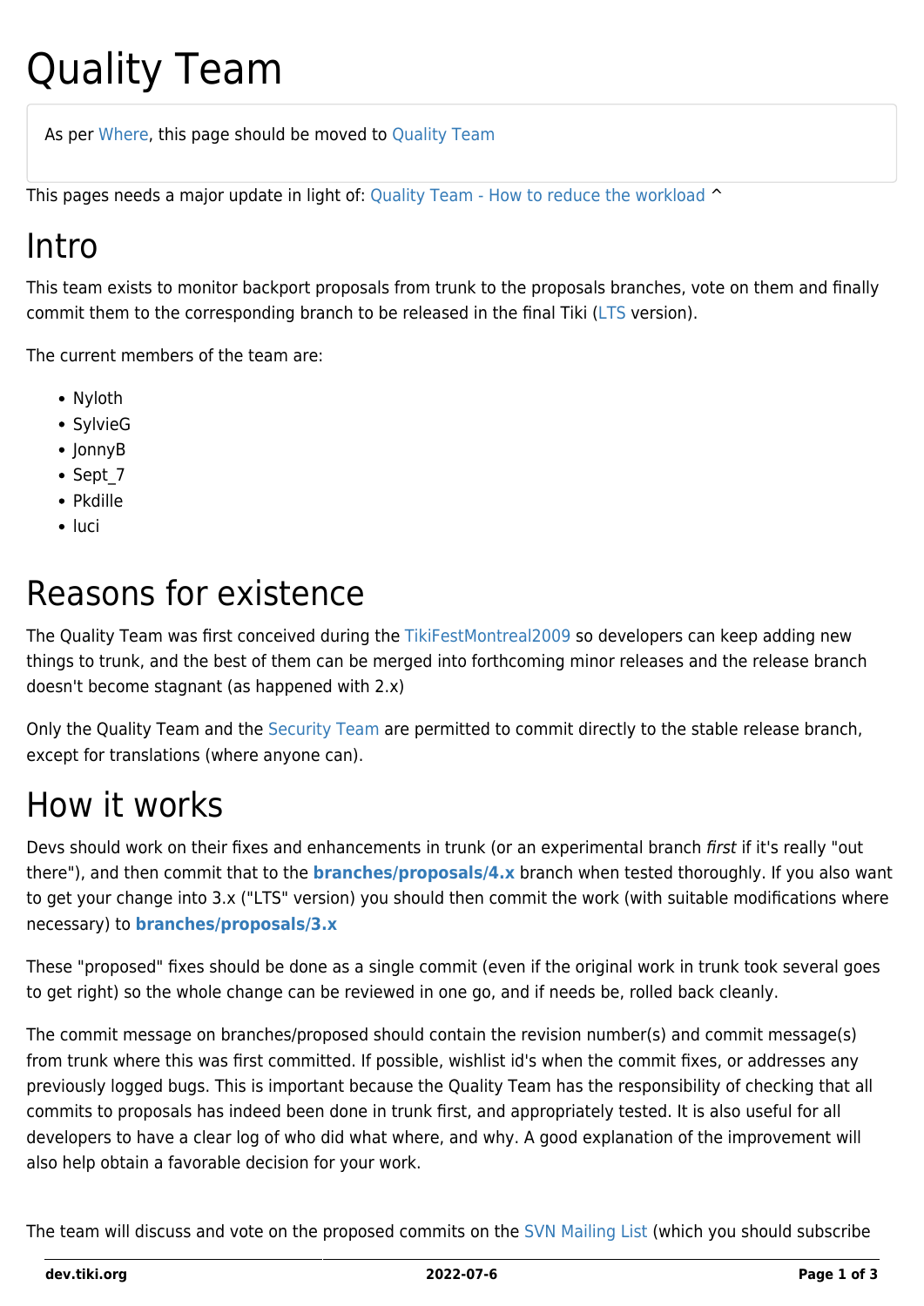# Quality Team

As per Where, this page should be moved to Quality Team

This pages needs a major update in light of: Quality Team - How to reduce the workload ^

## Intro

This team exists to monitor backport proposals from trunk to the proposals branches, vote on them and finally commit them to the corresponding branch to be released in the final Tiki (LTS version).

The current members of the team are:

- Nyloth
- SylvieG
- JonnyB
- Sept_7
- Pkdille
- luci

## Reasons for existence

The Quality Team was first conceived during the TikiFestMontreal2009 so developers can keep adding new things to trunk, and the best of them can be merged into forthcoming minor releases and the release branch doesn't become stagnant (as happened with 2.x)

Only the Quality Team and the Security Team are permitted to commit directly to the stable release branch, except for translations (where anyone can).

## How it works

Devs should work on their fixes and enhancements in trunk (or an experimental branch *first* if it's really "out there"), and then commit that to the **branches/proposals/4.x** branch when tested thoroughly. If you also want to get your change into 3.x ("LTS" version) you should then commit the work (with suitable modifications where necessary) to **branches/proposals/3.x**

These "proposed" fixes should be done as a single commit (even if the original work in trunk took several goes to get right) so the whole change can be reviewed in one go, and if needs be, rolled back cleanly.

The commit message on branches/proposed should contain the revision number(s) and commit message(s) from trunk where this was first committed. If possible, wishlist id's when the commit fixes, or addresses any previously logged bugs. This is important because the Quality Team has the responsibility of checking that all commits to proposals has indeed been done in trunk first, and appropriately tested. It is also useful for all developers to have a clear log of who did what where, and why. A good explanation of the improvement will also help obtain a favorable decision for your work.

The team will discuss and vote on the proposed commits on the SVN Mailing List (which you should subscribe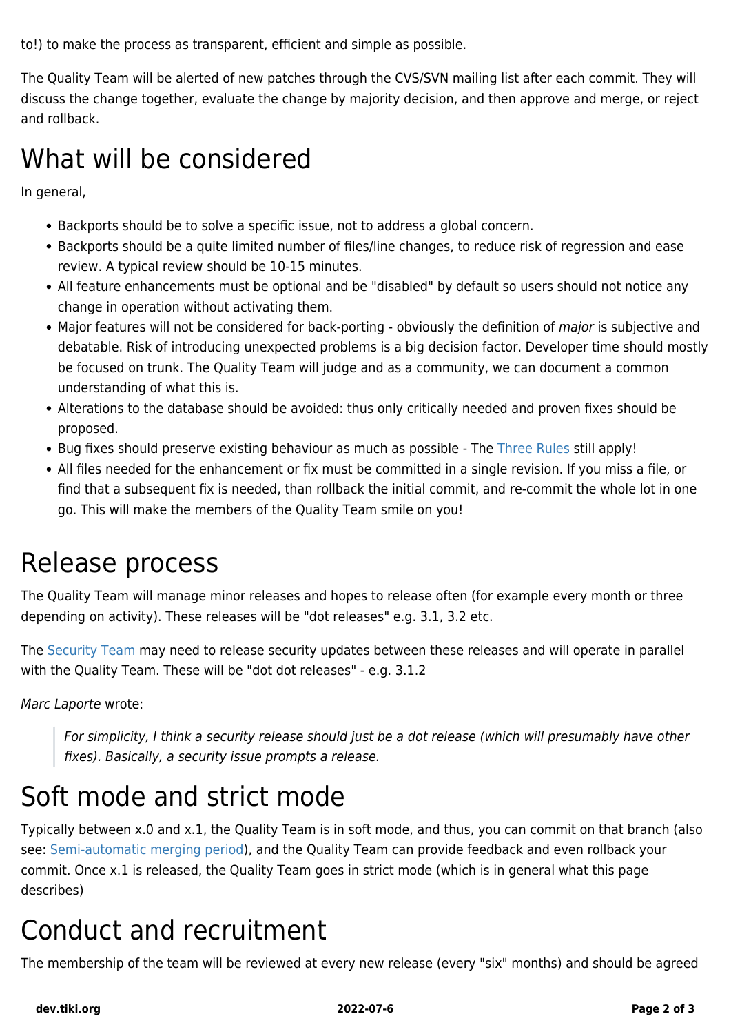to!) to make the process as transparent, efficient and simple as possible.

The Quality Team will be alerted of new patches through the CVS/SVN mailing list after each commit. They will discuss the change together, evaluate the change by majority decision, and then approve and merge, or reject and rollback.

# What will be considered

In general,

- Backports should be to solve a specific issue, not to address a global concern.
- Backports should be a quite limited number of files/line changes, to reduce risk of regression and ease review. A typical review should be 10-15 minutes.
- All feature enhancements must be optional and be "disabled" by default so users should not notice any change in operation without activating them.
- Major features will not be considered for back-porting - obviously the definition of *major* is subjective and debatable. Risk of introducing unexpected problems is a big decision factor. Developer time should mostly be focused on trunk. The Quality Team will judge and as a community, we can document a common understanding of what this is.
- Alterations to the database should be avoided: thus only critically needed and proven fixes should be proposed.
- Bug fixes should preserve existing behaviour as much as possible - The Three Rules still apply!
- All files needed for the enhancement or fix must be committed in a single revision. If you miss a file, or find that a subsequent fix is needed, than rollback the initial commit, and re-commit the whole lot in one go. This will make the members of the Quality Team smile on you!

# Release process

The Quality Team will manage minor releases and hopes to release often (for example every month or three depending on activity). These releases will be "dot releases" e.g. 3.1, 3.2 etc.

The Security Team may need to release security updates between these releases and will operate in parallel with the Quality Team. These will be "dot dot releases" - e.g. 3.1.2

*Marc Laporte* wrote:

> *For simplicity, I think a security release should just be a dot release (which will presumably have other fixes). Basically, a security issue prompts a release.*

# Soft mode and strict mode

Typically between x.0 and x.1, the Quality Team is in soft mode, and thus, you can commit on that branch (also see: Semi-automatic merging period), and the Quality Team can provide feedback and even rollback your commit. Once x.1 is released, the Quality Team goes in strict mode (which is in general what this page describes)

# Conduct and recruitment

The membership of the team will be reviewed at every new release (every "six" months) and should be agreed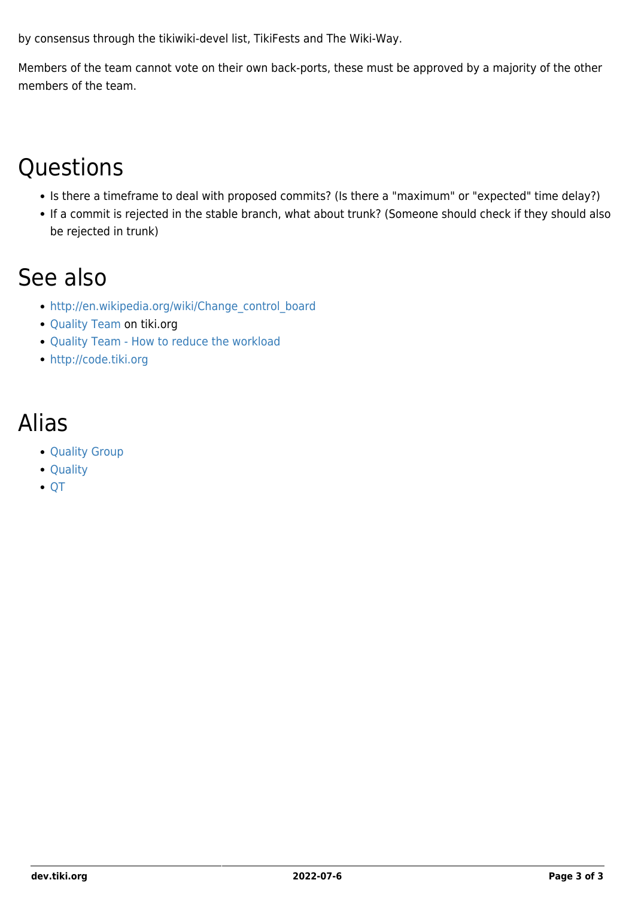by consensus through the tikiwiki-devel list, TikiFests and The Wiki-Way.

Members of the team cannot vote on their own back-ports, these must be approved by a majority of the other members of the team.

# Questions

- Is there a timeframe to deal with proposed commits? (Is there a "maximum" or "expected" time delay?)
- If a commit is rejected in the stable branch, what about trunk? (Someone should check if they should also be rejected in trunk)

# See also

- http://en.wikipedia.org/wiki/Change_control_board
- Quality Team on tiki.org
- Quality Team - How to reduce the workload
- http://code.tiki.org

# Alias

- Quality Group
- Quality
- QT